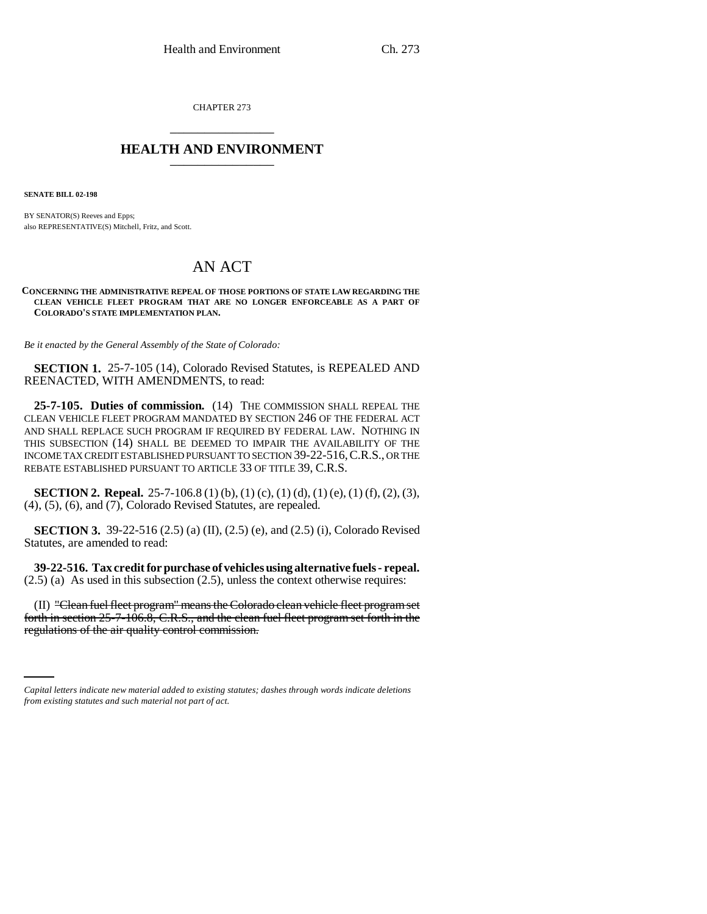CHAPTER 273

# HEALTH AND ENVIRONMENT

**SENATE BILL 02-198**

BY SENATOR(S) Reeves and Epps;
also REPRESENTATIVE(S) Mitchell, Fritz, and Scott.

# AN ACT

**CONCERNING THE ADMINISTRATIVE REPEAL OF THOSE PORTIONS OF STATE LAW REGARDING THE CLEAN VEHICLE FLEET PROGRAM THAT ARE NO LONGER ENFORCEABLE AS A PART OF COLORADO'S STATE IMPLEMENTATION PLAN.**

*Be it enacted by the General Assembly of the State of Colorado:*

**SECTION 1.** 25-7-105 (14), Colorado Revised Statutes, is REPEALED AND REENACTED, WITH AMENDMENTS, to read:

**25-7-105. Duties of commission.** (14) THE COMMISSION SHALL REPEAL THE CLEAN VEHICLE FLEET PROGRAM MANDATED BY SECTION 246 OF THE FEDERAL ACT AND SHALL REPLACE SUCH PROGRAM IF REQUIRED BY FEDERAL LAW. NOTHING IN THIS SUBSECTION (14) SHALL BE DEEMED TO IMPAIR THE AVAILABILITY OF THE INCOME TAX CREDIT ESTABLISHED PURSUANT TO SECTION 39-22-516, C.R.S., OR THE REBATE ESTABLISHED PURSUANT TO ARTICLE 33 OF TITLE 39, C.R.S.

**SECTION 2. Repeal.** 25-7-106.8 (1) (b), (1) (c), (1) (d), (1) (e), (1) (f), (2), (3), (4), (5), (6), and (7), Colorado Revised Statutes, are repealed.

**SECTION 3.** 39-22-516 (2.5) (a) (II), (2.5) (e), and (2.5) (i), Colorado Revised Statutes, are amended to read:

**39-22-516. Tax credit for purchase of vehicles using alternative fuels - repeal.** (2.5) (a) As used in this subsection (2.5), unless the context otherwise requires:

(II) ~~"Clean fuel fleet program" means the Colorado clean vehicle fleet program set forth in section 25-7-106.8, C.R.S., and the clean fuel fleet program set forth in the regulations of the air quality control commission.~~

*Capital letters indicate new material added to existing statutes; dashes through words indicate deletions from existing statutes and such material not part of act.*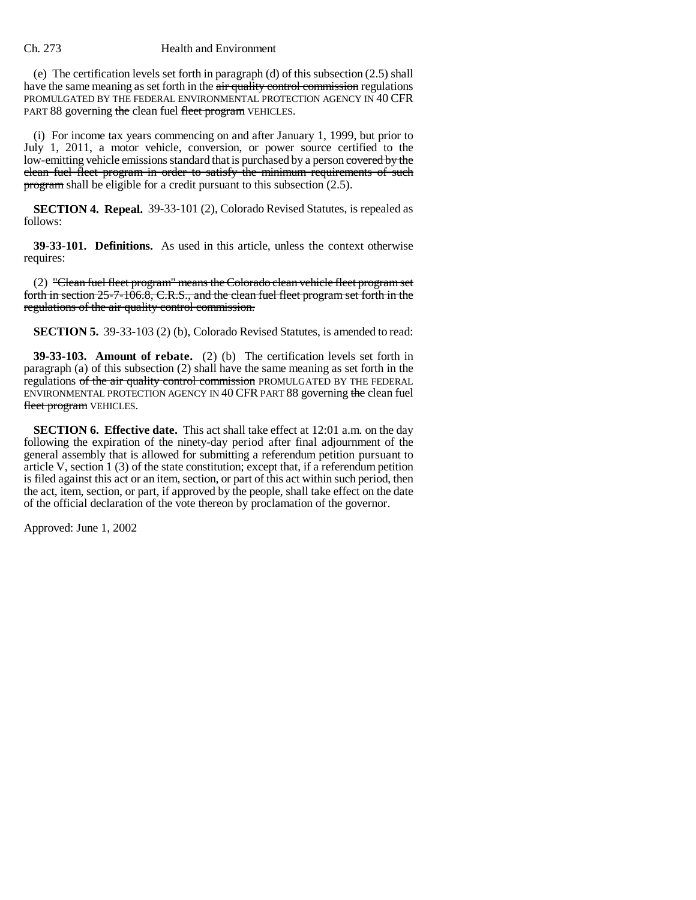(e) The certification levels set forth in paragraph (d) of this subsection (2.5) shall have the same meaning as set forth in the ~~air quality control commission~~ regulations PROMULGATED BY THE FEDERAL ENVIRONMENTAL PROTECTION AGENCY IN 40 CFR PART 88 governing ~~the~~ clean fuel ~~fleet program~~ VEHICLES.

(i) For income tax years commencing on and after January 1, 1999, but prior to July 1, 2011, a motor vehicle, conversion, or power source certified to the low-emitting vehicle emissions standard that is purchased by a person ~~covered by the clean fuel fleet program in order to satisfy the minimum requirements of such program~~ shall be eligible for a credit pursuant to this subsection (2.5).

**SECTION 4. Repeal.** 39-33-101 (2), Colorado Revised Statutes, is repealed as follows:

**39-33-101. Definitions.** As used in this article, unless the context otherwise requires:

(2) ~~"Clean fuel fleet program" means the Colorado clean vehicle fleet program set forth in section 25-7-106.8, C.R.S., and the clean fuel fleet program set forth in the regulations of the air quality control commission.~~

**SECTION 5.** 39-33-103 (2) (b), Colorado Revised Statutes, is amended to read:

**39-33-103. Amount of rebate.** (2) (b) The certification levels set forth in paragraph (a) of this subsection (2) shall have the same meaning as set forth in the regulations ~~of the air quality control commission~~ PROMULGATED BY THE FEDERAL ENVIRONMENTAL PROTECTION AGENCY IN 40 CFR PART 88 governing ~~the~~ clean fuel ~~fleet program~~ VEHICLES.

**SECTION 6. Effective date.** This act shall take effect at 12:01 a.m. on the day following the expiration of the ninety-day period after final adjournment of the general assembly that is allowed for submitting a referendum petition pursuant to article V, section 1 (3) of the state constitution; except that, if a referendum petition is filed against this act or an item, section, or part of this act within such period, then the act, item, section, or part, if approved by the people, shall take effect on the date of the official declaration of the vote thereon by proclamation of the governor.

Approved: June 1, 2002